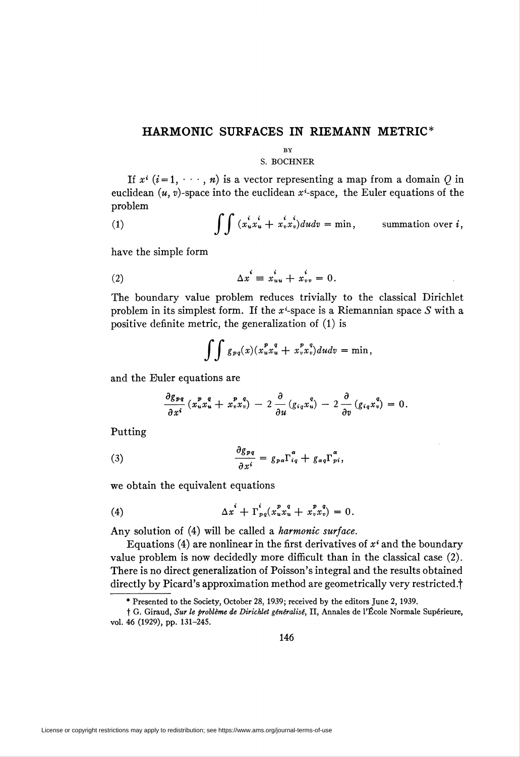# HARMONIC SURFACES IN RIEMANN METRIC*

BY

S. BOCHNER

If $x^i$ $(i=1, \cdots, n)$ is a vector representing a map from a domain $Q$ in euclidean $(u, v)$-space into the euclidean $x^i$-space, the Euler equations of the problem

$$\iint (x^i_u x^i_u + x^i_v x^i_v)\,du\,dv = \min, \qquad \text{summation over } i, \tag{1}$$

have the simple form

$$\Delta x^i \equiv x^i_{uu} + x^i_{vv} = 0. \tag{2}$$

The boundary value problem reduces trivially to the classical Dirichlet problem in its simplest form. If the $x^i$-space is a Riemannian space $S$ with a positive definite metric, the generalization of (1) is

$$\iint g_{pq}(x)(x^p_u x^q_u + x^p_v x^q_v)\,du\,dv = \min,$$

and the Euler equations are

$$\frac{\partial g_{pq}}{\partial x^i}(x^p_u x^q_u + x^p_v x^q_v) - 2\frac{\partial}{\partial u}(g_{iq}x^q_u) - 2\frac{\partial}{\partial v}(g_{iq}x^q_v) = 0.$$

Putting

$$\frac{\partial g_{pq}}{\partial x^i} = g_{p\alpha}\Gamma^\alpha_{iq} + g_{\alpha q}\Gamma^\alpha_{pi}, \tag{3}$$

we obtain the equivalent equations

$$\Delta x^i + \Gamma^i_{pq}(x^p_u x^q_u + x^p_v x^q_v) = 0. \tag{4}$$

Any solution of (4) will be called a *harmonic surface.*

Equations (4) are nonlinear in the first derivatives of $x^i$ and the boundary value problem is now decidedly more difficult than in the classical case (2). There is no direct generalization of Poisson's integral and the results obtained directly by Picard's approximation method are geometrically very restricted.†

---

\* Presented to the Society, October 28, 1939; received by the editors June 2, 1939.

† G. Giraud, *Sur le problème de Dirichlet généralisé*, II, Annales de l'École Normale Supérieure, vol. 46 (1929), pp. 131–245.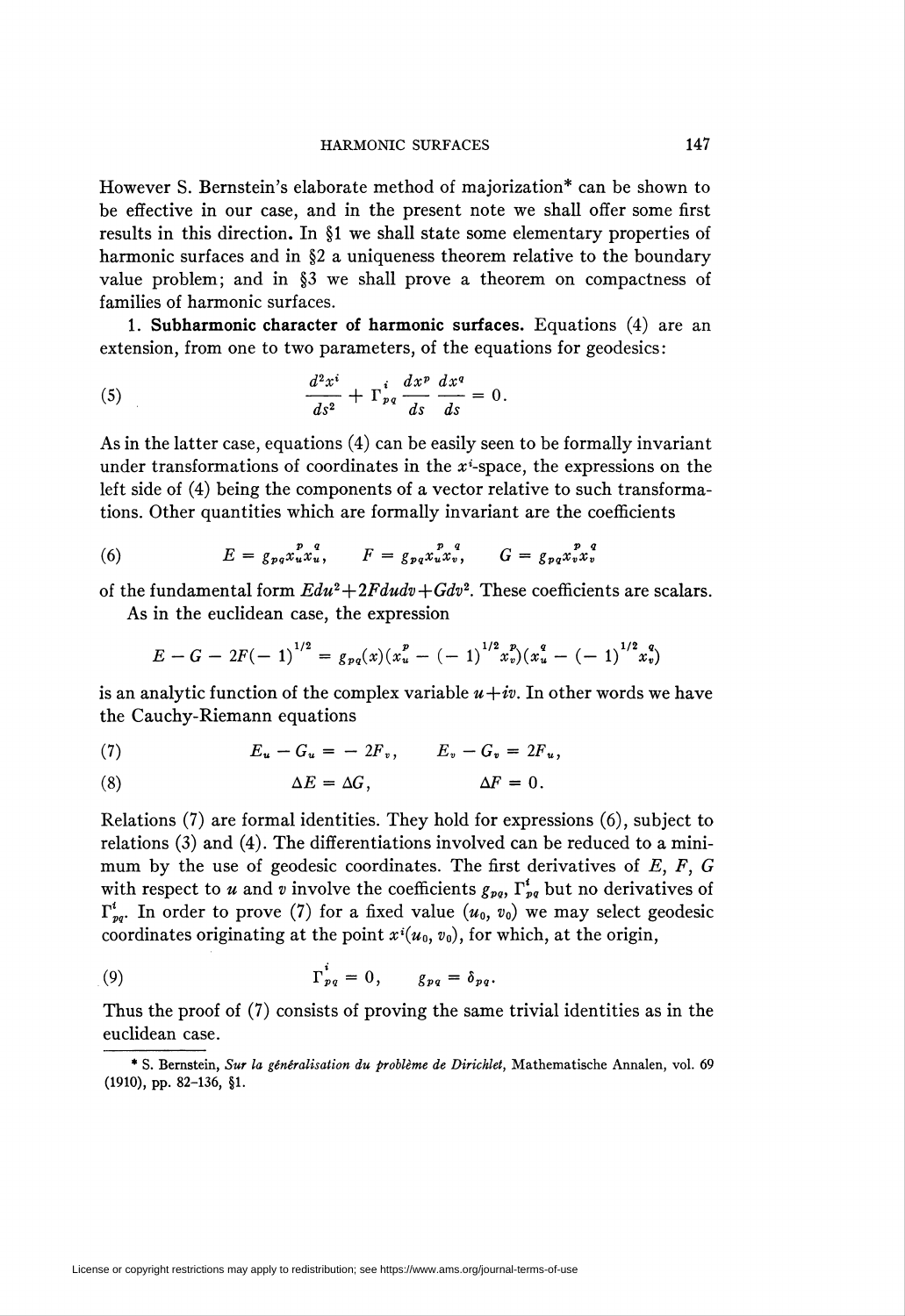However S. Bernstein's elaborate method of majorization* can be shown to be effective in our case, and in the present note we shall offer some first results in this direction. In §1 we shall state some elementary properties of harmonic surfaces and in §2 a uniqueness theorem relative to the boundary value problem; and in §3 we shall prove a theorem on compactness of families of harmonic surfaces.

1. **Subharmonic character of harmonic surfaces.** Equations (4) are an extension, from one to two parameters, of the equations for geodesics:

$$\frac{d^2x^i}{ds^2} + \Gamma^i_{pq}\frac{dx^p}{ds}\frac{dx^q}{ds} = 0. \tag{5}$$

As in the latter case, equations (4) can be easily seen to be formally invariant under transformations of coordinates in the $x^i$-space, the expressions on the left side of (4) being the components of a vector relative to such transformations. Other quantities which are formally invariant are the coefficients

$$E = g_{pq}x^p_u x^q_u, \qquad F = g_{pq}x^p_u x^q_v, \qquad G = g_{pq}x^p_v x^q_v \tag{6}$$

of the fundamental form $Edu^2 + 2Fdudv + Gdv^2$. These coefficients are scalars.

As in the euclidean case, the expression

$$E - G - 2F(-1)^{1/2} = g_{pq}(x)(x^p_u - (-1)^{1/2}x^p_v)(x^q_u - (-1)^{1/2}x^q_v)$$

is an analytic function of the complex variable $u + iv$. In other words we have the Cauchy-Riemann equations

$$E_u - G_u = -2F_v, \qquad E_v - G_v = 2F_u, \tag{7}$$

$$\Delta E = \Delta G, \qquad \Delta F = 0. \tag{8}$$

Relations (7) are formal identities. They hold for expressions (6), subject to relations (3) and (4). The differentiations involved can be reduced to a minimum by the use of geodesic coordinates. The first derivatives of $E$, $F$, $G$ with respect to $u$ and $v$ involve the coefficients $g_{pq}$, $\Gamma^i_{pq}$ but no derivatives of $\Gamma^i_{pq}$. In order to prove (7) for a fixed value $(u_0, v_0)$ we may select geodesic coordinates originating at the point $x^i(u_0, v_0)$, for which, at the origin,

$$\Gamma^i_{pq} = 0, \qquad g_{pq} = \delta_{pq}. \tag{9}$$

Thus the proof of (7) consists of proving the same trivial identities as in the euclidean case.

* S. Bernstein, *Sur la généralisation du problème de Dirichlet*, Mathematische Annalen, vol. 69 (1910), pp. 82–136, §1.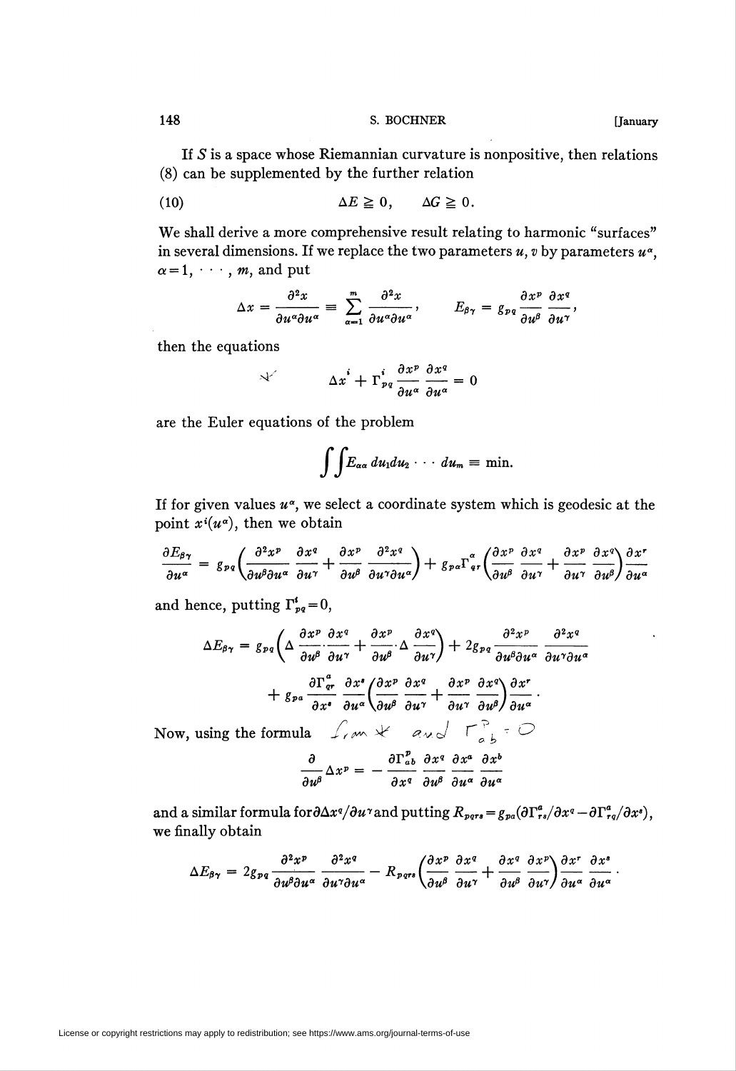If $S$ is a space whose Riemannian curvature is nonpositive, then relations (8) can be supplemented by the further relation

$$\Delta E \geqq 0, \qquad \Delta G \geqq 0. \tag{10}$$

We shall derive a more comprehensive result relating to harmonic "surfaces" in several dimensions. If we replace the two parameters $u$, $v$ by parameters $u^\alpha$, $\alpha = 1, \cdots, m$, and put

$$\Delta x = \frac{\partial^2 x}{\partial u^\alpha \partial u^\alpha} \equiv \sum_{\alpha=1}^{m} \frac{\partial^2 x}{\partial u^\alpha \partial u^\alpha}, \qquad E_{\beta\gamma} = g_{pq} \frac{\partial x^p}{\partial u^\beta} \frac{\partial x^q}{\partial u^\gamma},$$

then the equations

$$\Delta x^i + \Gamma^i_{pq} \frac{\partial x^p}{\partial u^\alpha} \frac{\partial x^q}{\partial u^\alpha} = 0$$

are the Euler equations of the problem

$$\int\int E_{\alpha\alpha}\, du_1 du_2 \cdots du_m \equiv \min.$$

If for given values $u^\alpha$, we select a coordinate system which is geodesic at the point $x^i(u^\alpha)$, then we obtain

$$\frac{\partial E_{\beta\gamma}}{\partial u^\alpha} = g_{pq}\left( \frac{\partial^2 x^p}{\partial u^\beta \partial u^\alpha} \frac{\partial x^q}{\partial u^\gamma} + \frac{\partial x^p}{\partial u^\beta} \frac{\partial^2 x^q}{\partial u^\gamma \partial u^\alpha} \right) + g_{pa}\Gamma^a_{qr}\left( \frac{\partial x^p}{\partial u^\beta} \frac{\partial x^q}{\partial u^\gamma} + \frac{\partial x^p}{\partial u^\gamma} \frac{\partial x^q}{\partial u^\beta} \right) \frac{\partial x^r}{\partial u^\alpha}$$

and hence, putting $\Gamma^i_{pq} = 0$,

$$\Delta E_{\beta\gamma} = g_{pq}\left( \Delta \frac{\partial x^p}{\partial u^\beta} \cdot \frac{\partial x^q}{\partial u^\gamma} + \frac{\partial x^p}{\partial u^\beta} \cdot \Delta \frac{\partial x^q}{\partial u^\gamma} \right) + 2 g_{pq} \frac{\partial^2 x^p}{\partial u^\beta \partial u^\alpha} \frac{\partial^2 x^q}{\partial u^\gamma \partial u^\alpha}$$

$$+ g_{pa} \frac{\partial \Gamma^a_{qr}}{\partial x^s} \frac{\partial x^s}{\partial u^\alpha} \left( \frac{\partial x^p}{\partial u^\beta} \frac{\partial x^q}{\partial u^\gamma} + \frac{\partial x^p}{\partial u^\gamma} \frac{\partial x^q}{\partial u^\beta} \right) \frac{\partial x^r}{\partial u^\alpha}.$$

Now, using the formula

$$\frac{\partial}{\partial u^\beta} \Delta x^p = - \frac{\partial \Gamma^p_{ab}}{\partial x^q} \frac{\partial x^q}{\partial u^\beta} \frac{\partial x^a}{\partial u^\alpha} \frac{\partial x^b}{\partial u^\alpha}$$

and a similar formula for $\partial \Delta x^q / \partial u^\gamma$ and putting $R_{pqrs} = g_{pa}(\partial \Gamma^a_{rs}/\partial x^q - \partial \Gamma^a_{rq}/\partial x^s)$, we finally obtain

$$\Delta E_{\beta\gamma} = 2 g_{pq} \frac{\partial^2 x^p}{\partial u^\beta \partial u^\alpha} \frac{\partial^2 x^q}{\partial u^\gamma \partial u^\alpha} - R_{pqrs}\left( \frac{\partial x^p}{\partial u^\beta} \frac{\partial x^q}{\partial u^\gamma} + \frac{\partial x^q}{\partial u^\beta} \frac{\partial x^p}{\partial u^\gamma} \right) \frac{\partial x^r}{\partial u^\alpha} \frac{\partial x^s}{\partial u^\alpha}.$$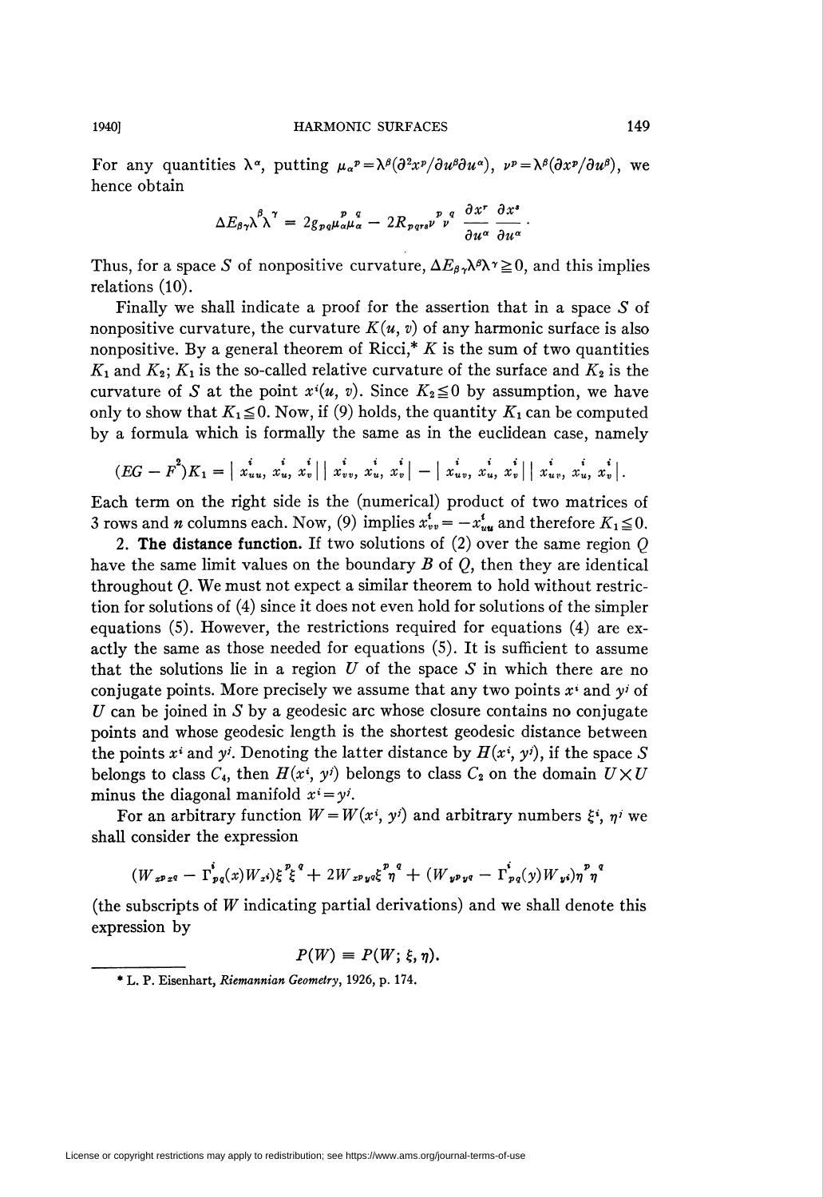For any quantities $\lambda^\alpha$, putting $\mu_\alpha{}^p = \lambda^\beta(\partial^2 x^p/\partial u^\beta \partial u^\alpha)$, $\nu^p = \lambda^\beta(\partial x^p/\partial u^\beta)$, we hence obtain

$$\Delta E_{\beta\gamma}\lambda^\beta\lambda^\gamma = 2g_{pq}\mu_\alpha^p \mu_\alpha^q - 2R_{pqrs}\nu^p\nu^q \frac{\partial x^r}{\partial u^\alpha}\frac{\partial x^s}{\partial u^\alpha}.$$

Thus, for a space $S$ of nonpositive curvature, $\Delta E_{\beta\gamma}\lambda^\beta\lambda^\gamma \geqq 0$, and this implies relations (10).

Finally we shall indicate a proof for the assertion that in a space $S$ of nonpositive curvature, the curvature $K(u, v)$ of any harmonic surface is also nonpositive. By a general theorem of Ricci,* $K$ is the sum of two quantities $K_1$ and $K_2$; $K_1$ is the so-called relative curvature of the surface and $K_2$ is the curvature of $S$ at the point $x^i(u, v)$. Since $K_2 \leqq 0$ by assumption, we have only to show that $K_1 \leqq 0$. Now, if (9) holds, the quantity $K_1$ can be computed by a formula which is formally the same as in the euclidean case, namely

$$(EG - F^2)K_1 = \left| \overset{i}{x}_{uu}, \overset{i}{x}_u, \overset{i}{x}_v \right| \left| \overset{i}{x}_{vv}, \overset{i}{x}_u, \overset{i}{x}_v \right| - \left| \overset{i}{x}_{uv}, \overset{i}{x}_u, \overset{i}{x}_v \right| \left| \overset{i}{x}_{uv}, \overset{i}{x}_u, \overset{i}{x}_v \right|.$$

Each term on the right side is the (numerical) product of two matrices of 3 rows and $n$ columns each. Now, (9) implies $\overset{i}{x}_{vv} = -\overset{i}{x}_{uu}$ and therefore $K_1 \leqq 0$.

**2. The distance function.** If two solutions of (2) over the same region $Q$ have the same limit values on the boundary $B$ of $Q$, then they are identical throughout $Q$. We must not expect a similar theorem to hold without restriction for solutions of (4) since it does not even hold for solutions of the simpler equations (5). However, the restrictions required for equations (4) are exactly the same as those needed for equations (5). It is sufficient to assume that the solutions lie in a region $U$ of the space $S$ in which there are no conjugate points. More precisely we assume that any two points $x^i$ and $y^j$ of $U$ can be joined in $S$ by a geodesic arc whose closure contains no conjugate points and whose geodesic length is the shortest geodesic distance between the points $x^i$ and $y^j$. Denoting the latter distance by $H(x^i, y^j)$, if the space $S$ belongs to class $C_4$, then $H(x^i, y^j)$ belongs to class $C_2$ on the domain $U \times U$ minus the diagonal manifold $x^i = y^i$.

For an arbitrary function $W = W(x^i, y^j)$ and arbitrary numbers $\xi^i$, $\eta^j$ we shall consider the expression

$$(W_{x^p x^q} - \Gamma^i_{pq}(x)W_{x^i})\xi^p\xi^q + 2W_{x^p y^q}\xi^p\eta^q + (W_{y^p y^q} - \Gamma^i_{pq}(y)W_{y^i})\eta^p\eta^q$$

(the subscripts of $W$ indicating partial derivations) and we shall denote this expression by

$$P(W) \equiv P(W; \xi, \eta).$$

---

* L. P. Eisenhart, *Riemannian Geometry*, 1926, p. 174.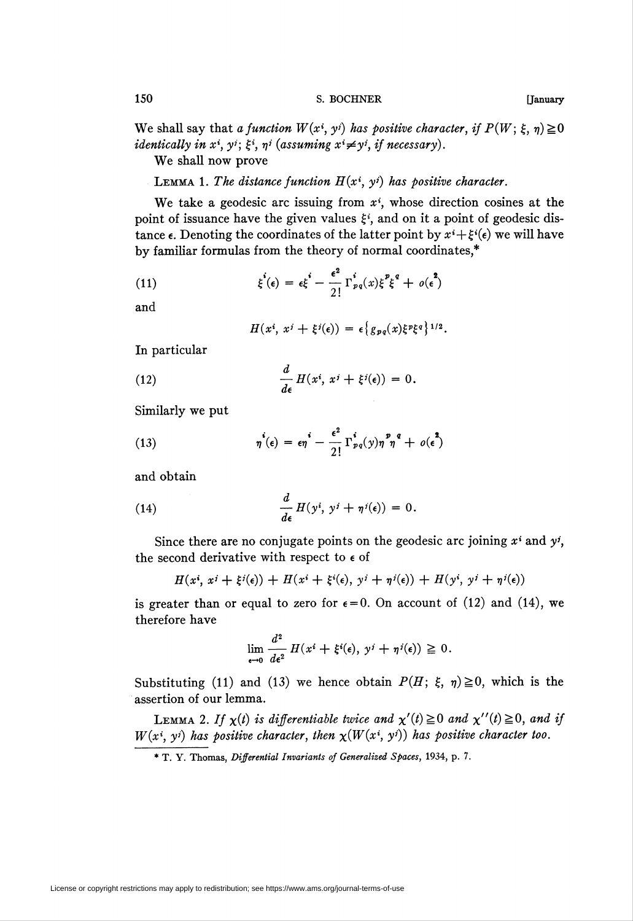We shall say that *a function $W(x^i, y^j)$ has positive character, if $P(W; \xi, \eta) \geqq 0$ identically in $x^i, y^j; \xi^i, \eta^j$ (assuming $x^i \neq y^j$, if necessary).*

We shall now prove

LEMMA 1. *The distance function $H(x^i, y^j)$ has positive character.*

We take a geodesic arc issuing from $x^i$, whose direction cosines at the point of issuance have the given values $\xi^i$, and on it a point of geodesic distance $\epsilon$. Denoting the coordinates of the latter point by $x^i + \xi^i(\epsilon)$ we will have by familiar formulas from the theory of normal coordinates,*

$$\xi^i(\epsilon) = \epsilon\xi^i - \frac{\epsilon^2}{2!}\Gamma^i_{pq}(x)\xi^p\xi^q + o(\epsilon^2) \tag{11}$$

and

$$H(x^i, x^j + \xi^j(\epsilon)) = \epsilon\{g_{pq}(x)\xi^p\xi^q\}^{1/2}.$$

In particular

$$\frac{d}{d\epsilon} H(x^i, x^j + \xi^j(\epsilon)) = 0. \tag{12}$$

Similarly we put

$$\eta^i(\epsilon) = \epsilon\eta^i - \frac{\epsilon^2}{2!}\Gamma^i_{pq}(y)\eta^p\eta^q + o(\epsilon^2) \tag{13}$$

and obtain

$$\frac{d}{d\epsilon} H(y^i, y^j + \eta^j(\epsilon)) = 0. \tag{14}$$

Since there are no conjugate points on the geodesic arc joining $x^i$ and $y^j$, the second derivative with respect to $\epsilon$ of

$$H(x^i, x^j + \xi^j(\epsilon)) + H(x^i + \xi^i(\epsilon), y^j + \eta^j(\epsilon)) + H(y^i, y^j + \eta^j(\epsilon))$$

is greater than or equal to zero for $\epsilon = 0$. On account of (12) and (14), we therefore have

$$\lim_{\epsilon \to 0} \frac{d^2}{d\epsilon^2} H(x^i + \xi^i(\epsilon), y^j + \eta^j(\epsilon)) \geqq 0.$$

Substituting (11) and (13) we hence obtain $P(H; \xi, \eta) \geqq 0$, which is the assertion of our lemma.

LEMMA 2. *If $\chi(t)$ is differentiable twice and $\chi'(t) \geqq 0$ and $\chi''(t) \geqq 0$, and if $W(x^i, y^j)$ has positive character, then $\chi(W(x^i, y^j))$ has positive character too.*

---

\* T. Y. Thomas, *Differential Invariants of Generalized Spaces*, 1934, p. 7.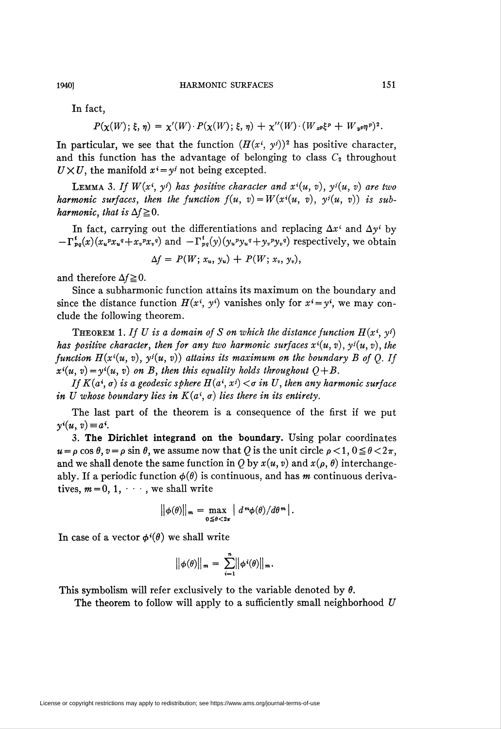In fact,

$$P(\chi(W); \xi, \eta) = \chi'(W) \cdot P(\chi(W); \xi, \eta) + \chi''(W) \cdot (W_{x^p}\xi^p + W_{y^p}\eta^p)^2.$$

In particular, we see that the function $(H(x^i, y^j))^2$ has positive character, and this function has the advantage of belonging to class $C_2$ throughout $U \times U$, the manifold $x^i = y^i$ not being excepted.

LEMMA 3. *If $W(x^i, y^j)$ has positive character and $x^i(u, v)$, $y^i(u, v)$ are two harmonic surfaces, then the function $f(u, v) = W(x^i(u, v), y^i(u, v))$ is subharmonic, that is $\Delta f \geqq 0$.*

In fact, carrying out the differentiations and replacing $\Delta x^i$ and $\Delta y^i$ by $-\Gamma^i_{pq}(x)(x_u{}^p x_u{}^q + x_v{}^p x_v{}^q)$ and $-\Gamma^i_{pq}(y)(y_u{}^p y_u{}^q + y_v{}^p y_v{}^q)$ respectively, we obtain

$$\Delta f = P(W; x_u, y_u) + P(W; x_v, y_v),$$

and therefore $\Delta f \geqq 0$.

Since a subharmonic function attains its maximum on the boundary and since the distance function $H(x^i, y^i)$ vanishes only for $x^i = y^i$, we may conclude the following theorem.

THEOREM 1. *If $U$ is a domain of $S$ on which the distance function $H(x^i, y^j)$ has positive character, then for any two harmonic surfaces $x^i(u, v)$, $y^i(u, v)$, the function $H(x^i(u, v), y^i(u, v))$ attains its maximum on the boundary $B$ of $Q$. If $x^i(u, v) = y^i(u, v)$ on $B$, then this equality holds throughout $Q + B$.*

*If $K(a^i, \sigma)$ is a geodesic sphere $H(a^i, x^j) < \sigma$ in $U$, then any harmonic surface in $U$ whose boundary lies in $K(a^i, \sigma)$ lies there in its entirety.*

The last part of the theorem is a consequence of the first if we put $y^i(u, v) \equiv a^i$.

3. **The Dirichlet integrand on the boundary.** Using polar coordinates $u = \rho \cos \theta$, $v = \rho \sin \theta$, we assume now that $Q$ is the unit circle $\rho < 1$, $0 \leqq \theta < 2\pi$, and we shall denote the same function in $Q$ by $x(u, v)$ and $x(\rho, \theta)$ interchangeably. If a periodic function $\phi(\theta)$ is continuous, and has $m$ continuous derivatives, $m = 0, 1, \cdots$, we shall write

$$\|\phi(\theta)\|_m = \max_{0 \leqq \theta < 2\pi} \left| d^m\phi(\theta)/d\theta^m \right|.$$

In case of a vector $\phi^i(\theta)$ we shall write

$$\|\phi(\theta)\|_m = \sum_{i=1}^{n} \|\phi^i(\theta)\|_m.$$

This symbolism will refer exclusively to the variable denoted by $\theta$.

The theorem to follow will apply to a sufficiently small neighborhood $U$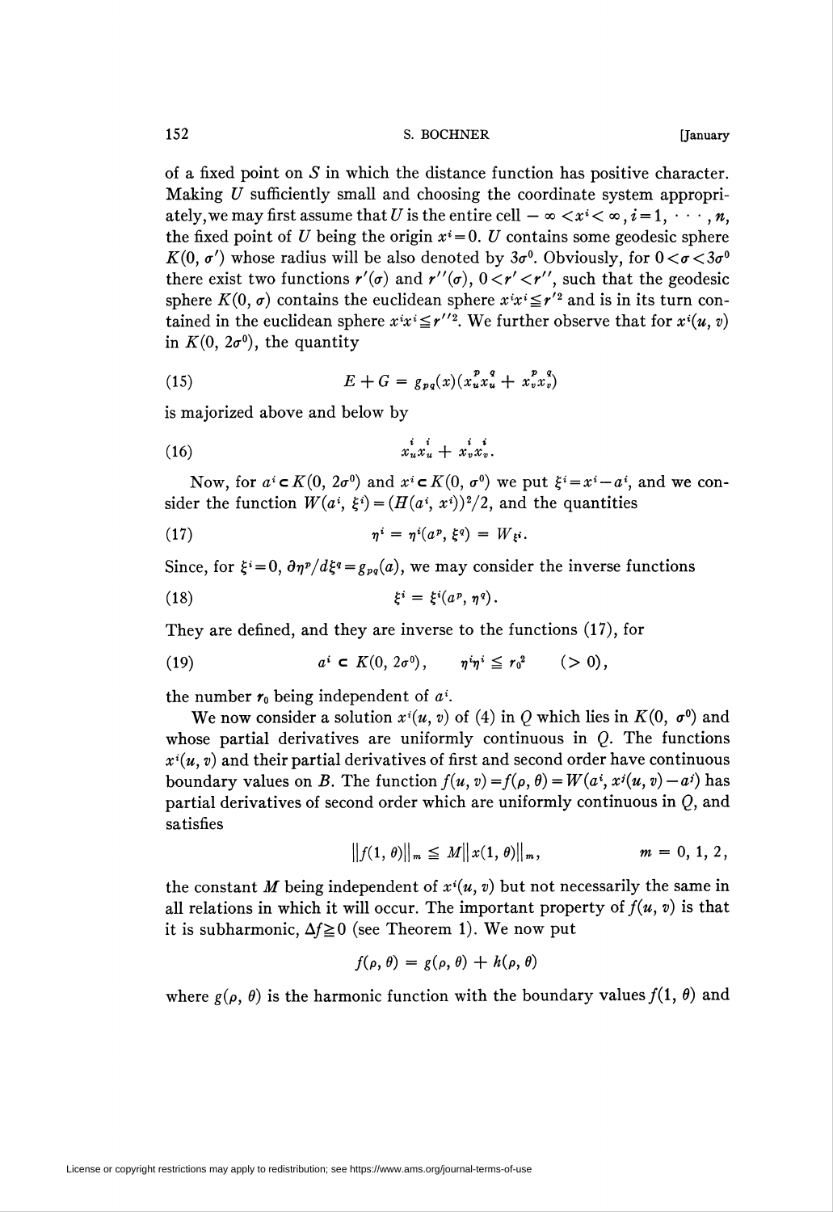of a fixed point on $S$ in which the distance function has positive character. Making $U$ sufficiently small and choosing the coordinate system appropriately, we may first assume that $U$ is the entire cell $-\infty < x^i < \infty$, $i = 1, \cdots, n$, the fixed point of $U$ being the origin $x^i = 0$. $U$ contains some geodesic sphere $K(0, \sigma')$ whose radius will be also denoted by $3\sigma^0$. Obviously, for $0 < \sigma < 3\sigma^0$ there exist two functions $r'(\sigma)$ and $r''(\sigma)$, $0 < r' < r''$, such that the geodesic sphere $K(0, \sigma)$ contains the euclidean sphere $x^i x^i \leqq r'^2$ and is in its turn contained in the euclidean sphere $x^i x^i \leqq r''^2$. We further observe that for $x^i(u, v)$ in $K(0, 2\sigma^0)$, the quantity

$$E + G = g_{pq}(x)(\overset{p}{x}_u \overset{q}{x}_u + \overset{p}{x}_v \overset{q}{x}_v) \tag{15}$$

is majorized above and below by

$$\overset{i}{x}_u \overset{i}{x}_u + \overset{i}{x}_v \overset{i}{x}_v. \tag{16}$$

Now, for $a^i \subset K(0, 2\sigma^0)$ and $x^i \subset K(0, \sigma^0)$ we put $\xi^i = x^i - a^i$, and we consider the function $W(a^i, \xi^i) = (H(a^i, x^i))^2/2$, and the quantities

$$\eta^i = \eta^i(a^p, \xi^q) = W_{\xi^i}. \tag{17}$$

Since, for $\xi^i = 0$, $\partial \eta^p / d\xi^q = g_{pq}(a)$, we may consider the inverse functions

$$\xi^i = \xi^i(a^p, \eta^q). \tag{18}$$

They are defined, and they are inverse to the functions (17), for

$$a^i \subset K(0, 2\sigma^0), \qquad \eta^i \eta^i \leqq r_0^2 \qquad (> 0), \tag{19}$$

the number $r_0$ being independent of $a^i$.

We now consider a solution $x^i(u, v)$ of (4) in $Q$ which lies in $K(0, \sigma^0)$ and whose partial derivatives are uniformly continuous in $Q$. The functions $x^i(u, v)$ and their partial derivatives of first and second order have continuous boundary values on $B$. The function $f(u, v) = f(\rho, \theta) = W(a^i, x^i(u, v) - a^i)$ has partial derivatives of second order which are uniformly continuous in $Q$, and satisfies

$$\| f(1, \theta) \|_m \leqq M \| x(1, \theta) \|_m, \qquad m = 0, 1, 2,$$

the constant $M$ being independent of $x^i(u, v)$ but not necessarily the same in all relations in which it will occur. The important property of $f(u, v)$ is that it is subharmonic, $\Delta f \geqq 0$ (see Theorem 1). We now put

$$f(\rho, \theta) = g(\rho, \theta) + h(\rho, \theta)$$

where $g(\rho, \theta)$ is the harmonic function with the boundary values $f(1, \theta)$ and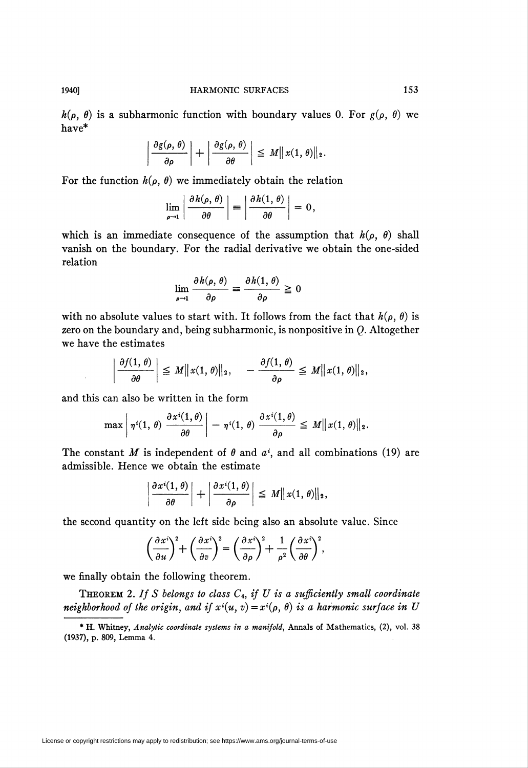$h(\rho, \theta)$ is a subharmonic function with boundary values 0. For $g(\rho, \theta)$ we have*

$$\left| \frac{\partial g(\rho, \theta)}{\partial \rho} \right| + \left| \frac{\partial g(\rho, \theta)}{\partial \theta} \right| \leqq M \| x(1, \theta) \|_2.$$

For the function $h(\rho, \theta)$ we immediately obtain the relation

$$\lim_{\rho \to 1} \left| \frac{\partial h(\rho, \theta)}{\partial \theta} \right| \equiv \left| \frac{\partial h(1, \theta)}{\partial \theta} \right| = 0,$$

which is an immediate consequence of the assumption that $h(\rho, \theta)$ shall vanish on the boundary. For the radial derivative we obtain the one-sided relation

$$\lim_{\rho \to 1} \frac{\partial h(\rho, \theta)}{\partial \rho} \equiv \frac{\partial h(1, \theta)}{\partial \rho} \geqq 0$$

with no absolute values to start with. It follows from the fact that $h(\rho, \theta)$ is zero on the boundary and, being subharmonic, is nonpositive in $Q$. Altogether we have the estimates

$$\left| \frac{\partial f(1, \theta)}{\partial \theta} \right| \leqq M \| x(1, \theta) \|_2, \qquad -\frac{\partial f(1, \theta)}{\partial \rho} \leqq M \| x(1, \theta) \|_2,$$

and this can also be written in the form

$$\max \left| \eta^i(1, \theta) \frac{\partial x^i(1, \theta)}{\partial \theta} \right| - \eta^i(1, \theta) \frac{\partial x^i(1, \theta)}{\partial \rho} \leqq M \| x(1, \theta) \|_2.$$

The constant $M$ is independent of $\theta$ and $a^i$, and all combinations (19) are admissible. Hence we obtain the estimate

$$\left| \frac{\partial x^i(1, \theta)}{\partial \theta} \right| + \left| \frac{\partial x^i(1, \theta)}{\partial \rho} \right| \leqq M \| x(1, \theta) \|_2,$$

the second quantity on the left side being also an absolute value. Since

$$\left( \frac{\partial x^i}{\partial u} \right)^2 + \left( \frac{\partial x^i}{\partial v} \right)^2 = \left( \frac{\partial x^i}{\partial \rho} \right)^2 + \frac{1}{\rho^2} \left( \frac{\partial x^i}{\partial \theta} \right)^2,$$

we finally obtain the following theorem.

THEOREM 2. *If $S$ belongs to class $C_4$, if $U$ is a sufficiently small coordinate neighborhood of the origin, and if $x^i(u, v) = x^i(\rho, \theta)$ is a harmonic surface in $U$*

---

\* H. Whitney, *Analytic coordinate systems in a manifold*, Annals of Mathematics, (2), vol. 38 (1937), p. 809, Lemma 4.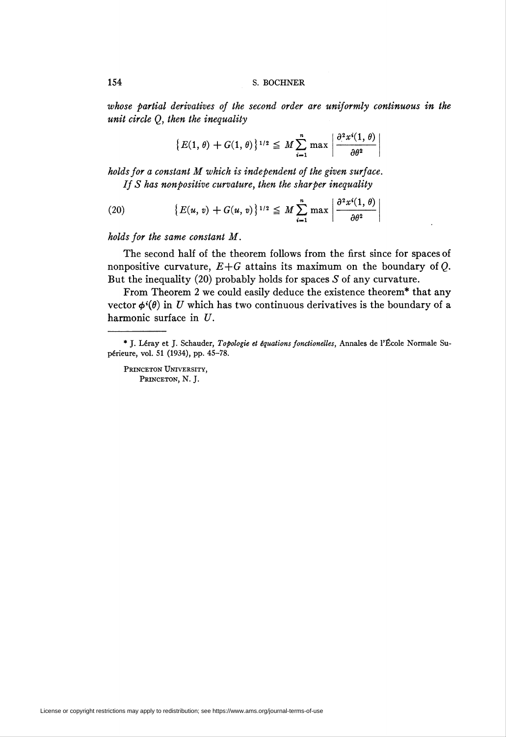*whose partial derivatives of the second order are uniformly continuous in the unit circle $Q$, then the inequality*

$$\{E(1, \theta) + G(1, \theta)\}^{1/2} \leqq M \sum_{i=1}^{n} \max \left| \frac{\partial^2 x^i(1, \theta)}{\partial \theta^2} \right|$$

*holds for a constant $M$ which is independent of the given surface.*

*If $S$ has nonpositive curvature, then the sharper inequality*

$$\{E(u, v) + G(u, v)\}^{1/2} \leqq M \sum_{i=1}^{n} \max \left| \frac{\partial^2 x^i(1, \theta)}{\partial \theta^2} \right| \tag{20}$$

*holds for the same constant $M$.*

The second half of the theorem follows from the first since for spaces of nonpositive curvature, $E+G$ attains its maximum on the boundary of $Q$. But the inequality (20) probably holds for spaces $S$ of any curvature.

From Theorem 2 we could easily deduce the existence theorem* that any vector $\phi^i(\theta)$ in $U$ which has two continuous derivatives is the boundary of a harmonic surface in $U$.

---

\* J. Léray et J. Schauder, *Topologie et équations fonctionelles*, Annales de l'École Normale Supérieure, vol. 51 (1934), pp. 45–78.

PRINCETON UNIVERSITY,
PRINCETON, N. J.